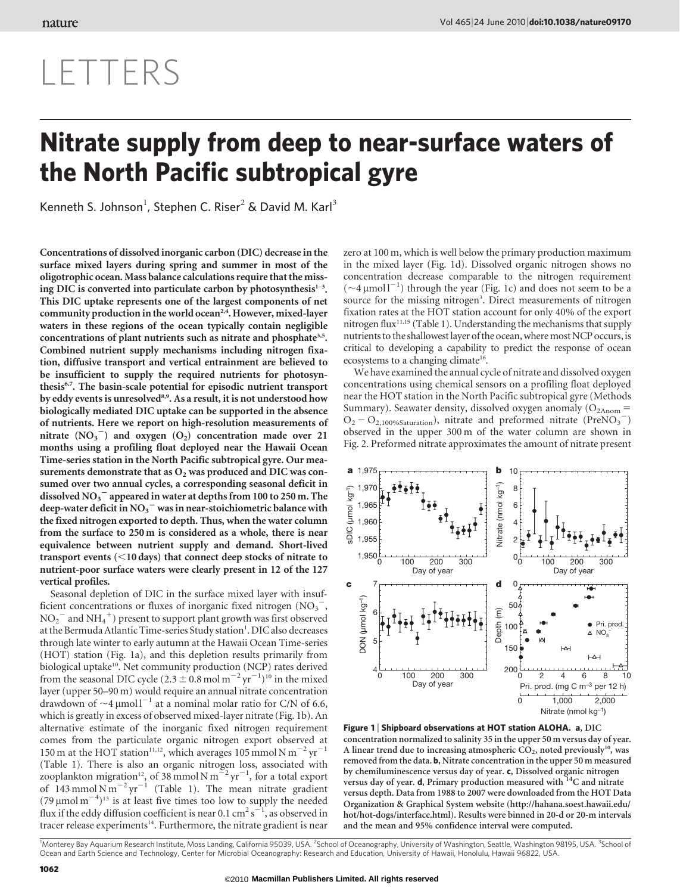# LETTERS

# Nitrate supply from deep to near-surface waters of the North Pacific subtropical gyre

Kenneth S. Johnson[1], Stephen C. Riser[2] & David M. Karl[3]

**Concentrations of dissolved inorganic carbon (DIC) decrease in the surface mixed layers during spring and summer in most of the oligotrophic ocean. Mass balance calculations require that the missing DIC is converted into particulate carbon by photosynthesis[1–3]. This DIC uptake represents one of the largest components of net community production in the world ocean[2,4]. However, mixed-layer waters in these regions of the ocean typically contain negligible concentrations of plant nutrients such as nitrate and phosphate[3,5]. Combined nutrient supply mechanisms including nitrogen fixation, diffusive transport and vertical entrainment are believed to be insufficient to supply the required nutrients for photosynthesis[6,7]. The basin-scale potential for episodic nutrient transport by eddy events is unresolved[8,9]. As a result, it is not understood how biologically mediated DIC uptake can be supported in the absence of nutrients. Here we report on high-resolution measurements of nitrate ($NO_3^-$) and oxygen ($O_2$) concentration made over 21 months using a profiling float deployed near the Hawaii Ocean Time-series station in the North Pacific subtropical gyre. Our measurements demonstrate that as $O_2$ was produced and DIC was consumed over two annual cycles, a corresponding seasonal deficit in dissolved $NO_3^-$ appeared in water at depths from 100 to 250 m. The deep-water deficit in $NO_3^-$ was in near-stoichiometric balance with the fixed nitrogen exported to depth. Thus, when the water column from the surface to 250 m is considered as a whole, there is near equivalence between nutrient supply and demand. Short-lived transport events (<10 days) that connect deep stocks of nitrate to nutrient-poor surface waters were clearly present in 12 of the 127 vertical profiles.**

Seasonal depletion of DIC in the surface mixed layer with insufficient concentrations or fluxes of inorganic fixed nitrogen ($NO_3^-$, $NO_2^-$ and $NH_4^+$) present to support plant growth was first observed at the Bermuda Atlantic Time-series Study station[1]. DIC also decreases through late winter to early autumn at the Hawaii Ocean Time-series (HOT) station (Fig. 1a), and this depletion results primarily from biological uptake[10]. Net community production (NCP) rates derived from the seasonal DIC cycle ($2.3 \pm 0.8\ \mathrm{mol\ m^{-2}\ yr^{-1}}$)[10] in the mixed layer (upper 50–90 m) would require an annual nitrate concentration drawdown of $\sim 4\ \mu\mathrm{mol\ l^{-1}}$ at a nominal molar ratio for C/N of 6.6, which is greatly in excess of observed mixed-layer nitrate (Fig. 1b). An alternative estimate of the inorganic fixed nitrogen requirement comes from the particulate organic nitrogen export observed at 150 m at the HOT station[11,12], which averages $105\ \mathrm{mmol\ N\ m^{-2}\ yr^{-1}}$ (Table 1). There is also an organic nitrogen loss, associated with zooplankton migration[12], of $38\ \mathrm{mmol\ N\ m^{-2}\ yr^{-1}}$, for a total export of $143\ \mathrm{mmol\ N\ m^{-2}\ yr^{-1}}$ (Table 1). The mean nitrate gradient ($79\ \mu\mathrm{mol\ m^{-4}}$)[13] is at least five times too low to supply the needed flux if the eddy diffusion coefficient is near $0.1\ \mathrm{cm^2\ s^{-1}}$, as observed in tracer release experiments[14]. Furthermore, the nitrate gradient is near zero at 100 m, which is well below the primary production maximum in the mixed layer (Fig. 1d). Dissolved organic nitrogen shows no concentration decrease comparable to the nitrogen requirement ($\sim 4\ \mu\mathrm{mol\ l^{-1}}$) through the year (Fig. 1c) and does not seem to be a source for the missing nitrogen[3]. Direct measurements of nitrogen fixation rates at the HOT station account for only 40% of the export nitrogen flux[11,15] (Table 1). Understanding the mechanisms that supply nutrients to the shallowest layer of the ocean, where most NCP occurs, is critical to developing a capability to predict the response of ocean ecosystems to a changing climate[16].

We have examined the annual cycle of nitrate and dissolved oxygen concentrations using chemical sensors on a profiling float deployed near the HOT station in the North Pacific subtropical gyre (Methods Summary). Seawater density, dissolved oxygen anomaly ($O_{2Anom} = O_2 - O_{2,100\%Saturation}$), nitrate and preformed nitrate ($PreNO_3^-$) observed in the upper 300 m of the water column are shown in Fig. 2. Preformed nitrate approximates the amount of nitrate present

**Figure 1 | Shipboard observations at HOT station ALOHA. a**, DIC concentration normalized to salinity 35 in the upper 50 m versus day of year. A linear trend due to increasing atmospheric $CO_2$, noted previously[10], was removed from the data. **b**, Nitrate concentration in the upper 50 m measured by chemiluminescence versus day of year. **c**, Dissolved organic nitrogen versus day of year. **d**, Primary production measured with $^{14}C$ and nitrate versus depth. Data from 1988 to 2007 were downloaded from the HOT Data Organization & Graphical System website (http://hahana.soest.hawaii.edu/hot/hot-dogs/interface.html). Results were binned in 20-d or 20-m intervals and the mean and 95% confidence interval were computed.

[1]Monterey Bay Aquarium Research Institute, Moss Landing, California 95039, USA. [2]School of Oceanography, University of Washington, Seattle, Washington 98195, USA. [3]School of Ocean and Earth Science and Technology, Center for Microbial Oceanography: Research and Education, University of Hawaii, Honolulu, Hawaii 96822, USA.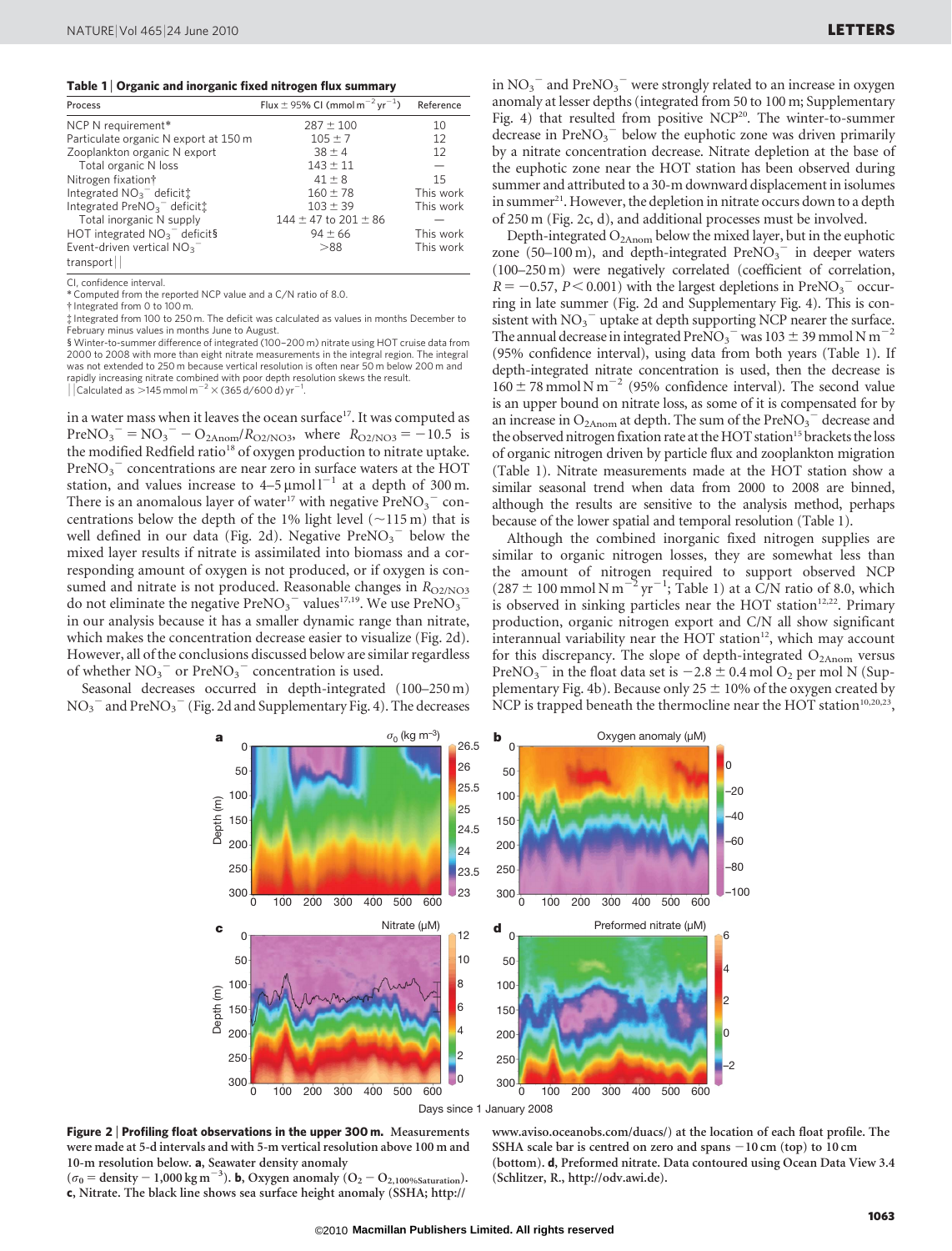**Table 1 | Organic and inorganic fixed nitrogen flux summary**

| Process | Flux ± 95% CI ($mmol\ m^{-2}\ yr^{-1}$) | Reference |
|---|---|---|
| NCP N requirement* | 287 ± 100 | 10 |
| Particulate organic N export at 150 m | 105 ± 7 | 12 |
| Zooplankton organic N export | 38 ± 4 | 12 |
| Total organic N loss | 143 ± 11 | — |
| Nitrogen fixation† | 41 ± 8 | 15 |
| Integrated $NO_3^-$ deficit‡ | 160 ± 78 | This work |
| Integrated $PreNO_3^-$ deficit‡ | 103 ± 39 | This work |
| Total inorganic N supply | 144 ± 47 to 201 ± 86 | — |
| HOT integrated $NO_3^-$ deficit§ | 94 ± 66 | This work |
| Event-driven vertical $NO_3^-$ transport‖ | >88 | This work |

CI, confidence interval.
\* Computed from the reported NCP value and a C/N ratio of 8.0.
† Integrated from 0 to 100 m.
‡ Integrated from 100 to 250 m. The deficit was calculated as values in months December to February minus values in months June to August.
§ Winter-to-summer difference of integrated (100–200 m) nitrate using HOT cruise data from 2000 to 2008 with more than eight nitrate measurements in the integral region. The integral was not extended to 250 m because vertical resolution is often near 50 m below 200 m and rapidly increasing nitrate combined with poor depth resolution skews the result.
‖ Calculated as $>145\ mmol\ m^{-2} \times (365\ d/600\ d)\ yr^{-1}$.

in a water mass when it leaves the ocean surface[17]. It was computed as $PreNO_3^- = NO_3^- - O_{2Anom}/R_{O2/NO3}$, where $R_{O2/NO3} = -10.5$ is the modified Redfield ratio[18] of oxygen production to nitrate uptake. $PreNO_3^-$ concentrations are near zero in surface waters at the HOT station, and values increase to 4–5 $\mu mol\ l^{-1}$ at a depth of 300 m. There is an anomalous layer of water[17] with negative $PreNO_3^-$ concentrations below the depth of the 1% light level (~115 m) that is well defined in our data (Fig. 2d). Negative $PreNO_3^-$ below the mixed layer results if nitrate is assimilated into biomass and a corresponding amount of oxygen is not produced, or if oxygen is consumed and nitrate is not produced. Reasonable changes in $R_{O2/NO3}$ do not eliminate the negative $PreNO_3^-$ values[17,19]. We use $PreNO_3^-$ in our analysis because it has a smaller dynamic range than nitrate, which makes the concentration decrease easier to visualize (Fig. 2d). However, all of the conclusions discussed below are similar regardless of whether $NO_3^-$ or $PreNO_3^-$ concentration is used.

Seasonal decreases occurred in depth-integrated (100–250 m) $NO_3^-$ and $PreNO_3^-$ (Fig. 2d and Supplementary Fig. 4). The decreases in $NO_3^-$ and $PreNO_3^-$ were strongly related to an increase in oxygen anomaly at lesser depths (integrated from 50 to 100 m; Supplementary Fig. 4) that resulted from positive NCP[20]. The winter-to-summer decrease in $PreNO_3^-$ below the euphotic zone was driven primarily by a nitrate concentration decrease. Nitrate depletion at the base of the euphotic zone near the HOT station has been observed during summer and attributed to a 30-m downward displacement in isolumes in summer[21]. However, the depletion in nitrate occurs down to a depth of 250 m (Fig. 2c, d), and additional processes must be involved.

Depth-integrated $O_{2Anom}$ below the mixed layer, but in the euphotic zone (50–100 m), and depth-integrated $PreNO_3^-$ in deeper waters (100–250 m) were negatively correlated (coefficient of correlation, $R = -0.57$, $P < 0.001$) with the largest depletions in $PreNO_3^-$ occurring in late summer (Fig. 2d and Supplementary Fig. 4). This is consistent with $NO_3^-$ uptake at depth supporting NCP nearer the surface. The annual decrease in integrated $PreNO_3^-$ was $103 \pm 39\ mmol\ N\ m^{-2}$ (95% confidence interval), using data from both years (Table 1). If depth-integrated nitrate concentration is used, then the decrease is $160 \pm 78\ mmol\ N\ m^{-2}$ (95% confidence interval). The second value is an upper bound on nitrate loss, as some of it is compensated for by an increase in $O_{2Anom}$ at depth. The sum of the $PreNO_3^-$ decrease and the observed nitrogen fixation rate at the HOT station[15] brackets the loss of organic nitrogen driven by particle flux and zooplankton migration (Table 1). Nitrate measurements made at the HOT station show a similar seasonal trend when data from 2000 to 2008 are binned, although the results are sensitive to the analysis method, perhaps because of the lower spatial and temporal resolution (Table 1).

Although the combined inorganic fixed nitrogen supplies are similar to organic nitrogen losses, they are somewhat less than the amount of nitrogen required to support observed NCP ($287 \pm 100\ mmol\ N\ m^{-2}\ yr^{-1}$; Table 1) at a C/N ratio of 8.0, which is observed in sinking particles near the HOT station[12,22]. Primary production, organic nitrogen export and C/N all show significant interannual variability near the HOT station[12], which may account for this discrepancy. The slope of depth-integrated $O_{2Anom}$ versus $PreNO_3^-$ in the float data set is $-2.8 \pm 0.4$ mol $O_2$ per mol N (Supplementary Fig. 4b). Because only 25 ± 10% of the oxygen created by NCP is trapped beneath the thermocline near the HOT station[10,20,23],

**Figure 2 | Profiling float observations in the upper 300 m.** Measurements were made at 5-d intervals and with 5-m vertical resolution above 100 m and 10-m resolution below. **a**, Seawater density anomaly ($\sigma_0$ = density $- 1{,}000\ kg\ m^{-3}$). **b**, Oxygen anomaly ($O_2 - O_{2,100\%Saturation}$). **c**, Nitrate. The black line shows sea surface height anomaly (SSHA; http://www.aviso.oceanobs.com/duacs/) at the location of each float profile. The SSHA scale bar is centred on zero and spans −10 cm (top) to 10 cm (bottom). **d**, Preformed nitrate. Data contoured using Ocean Data View 3.4 (Schlitzer, R., http://odv.awi.de).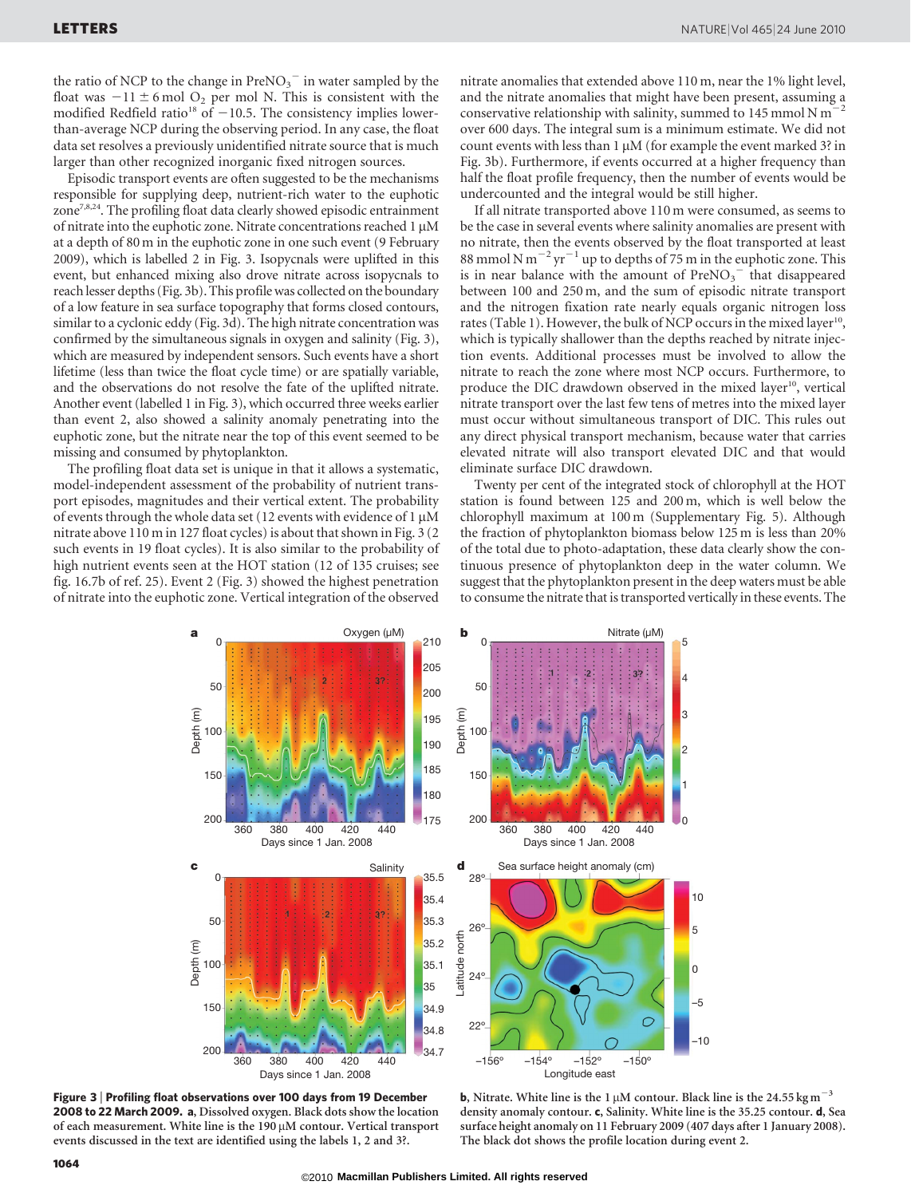the ratio of NCP to the change in $PreNO_3^-$ in water sampled by the float was $-11 \pm 6$ mol $O_2$ per mol N. This is consistent with the modified Redfield ratio[18] of $-10.5$. The consistency implies lower-than-average NCP during the observing period. In any case, the float data set resolves a previously unidentified nitrate source that is much larger than other recognized inorganic fixed nitrogen sources.

Episodic transport events are often suggested to be the mechanisms responsible for supplying deep, nutrient-rich water to the euphotic zone[7,8,24]. The profiling float data clearly showed episodic entrainment of nitrate into the euphotic zone. Nitrate concentrations reached 1 μM at a depth of 80 m in the euphotic zone in one such event (9 February 2009), which is labelled 2 in Fig. 3. Isopycnals were uplifted in this event, but enhanced mixing also drove nitrate across isopycnals to reach lesser depths (Fig. 3b). This profile was collected on the boundary of a low feature in sea surface topography that forms closed contours, similar to a cyclonic eddy (Fig. 3d). The high nitrate concentration was confirmed by the simultaneous signals in oxygen and salinity (Fig. 3), which are measured by independent sensors. Such events have a short lifetime (less than twice the float cycle time) or are spatially variable, and the observations do not resolve the fate of the uplifted nitrate. Another event (labelled 1 in Fig. 3), which occurred three weeks earlier than event 2, also showed a salinity anomaly penetrating into the euphotic zone, but the nitrate near the top of this event seemed to be missing and consumed by phytoplankton.

The profiling float data set is unique in that it allows a systematic, model-independent assessment of the probability of nutrient transport episodes, magnitudes and their vertical extent. The probability of events through the whole data set (12 events with evidence of 1 μM nitrate above 110 m in 127 float cycles) is about that shown in Fig. 3 (2 such events in 19 float cycles). It is also similar to the probability of high nutrient events seen at the HOT station (12 of 135 cruises; see fig. 16.7b of ref. 25). Event 2 (Fig. 3) showed the highest penetration of nitrate into the euphotic zone. Vertical integration of the observed nitrate anomalies that extended above 110 m, near the 1% light level, and the nitrate anomalies that might have been present, assuming a conservative relationship with salinity, summed to 145 mmol N $m^{-2}$ over 600 days. The integral sum is a minimum estimate. We did not count events with less than 1 μM (for example the event marked 3? in Fig. 3b). Furthermore, if events occurred at a higher frequency than half the float profile frequency, then the number of events would be undercounted and the integral would be still higher.

If all nitrate transported above 110 m were consumed, as seems to be the case in several events where salinity anomalies are present with no nitrate, then the events observed by the float transported at least 88 mmol N $m^{-2}$ $yr^{-1}$ up to depths of 75 m in the euphotic zone. This is in near balance with the amount of $PreNO_3^-$ that disappeared between 100 and 250 m, and the sum of episodic nitrate transport and the nitrogen fixation rate nearly equals organic nitrogen loss rates (Table 1). However, the bulk of NCP occurs in the mixed layer[10], which is typically shallower than the depths reached by nitrate injection events. Additional processes must be involved to allow the nitrate to reach the zone where most NCP occurs. Furthermore, to produce the DIC drawdown observed in the mixed layer[10], vertical nitrate transport over the last few tens of metres into the mixed layer must occur without simultaneous transport of DIC. This rules out any direct physical transport mechanism, because water that carries elevated nitrate will also transport elevated DIC and that would eliminate surface DIC drawdown.

Twenty per cent of the integrated stock of chlorophyll at the HOT station is found between 125 and 200 m, which is well below the chlorophyll maximum at 100 m (Supplementary Fig. 5). Although the fraction of phytoplankton biomass below 125 m is less than 20% of the total due to photo-adaptation, these data clearly show the continuous presence of phytoplankton deep in the water column. We suggest that the phytoplankton present in the deep waters must be able to consume the nitrate that is transported vertically in these events. The

**Figure 3 | Profiling float observations over 100 days from 19 December 2008 to 22 March 2009. a**, Dissolved oxygen. Black dots show the location of each measurement. White line is the 190 μM contour. Vertical transport events discussed in the text are identified using the labels 1, 2 and 3?. **b**, Nitrate. White line is the 1 μM contour. Black line is the 24.55 kg $m^{-3}$ density anomaly contour. **c**, Salinity. White line is the 35.25 contour. **d**, Sea surface height anomaly on 11 February 2009 (407 days after 1 January 2008). The black dot shows the profile location during event 2.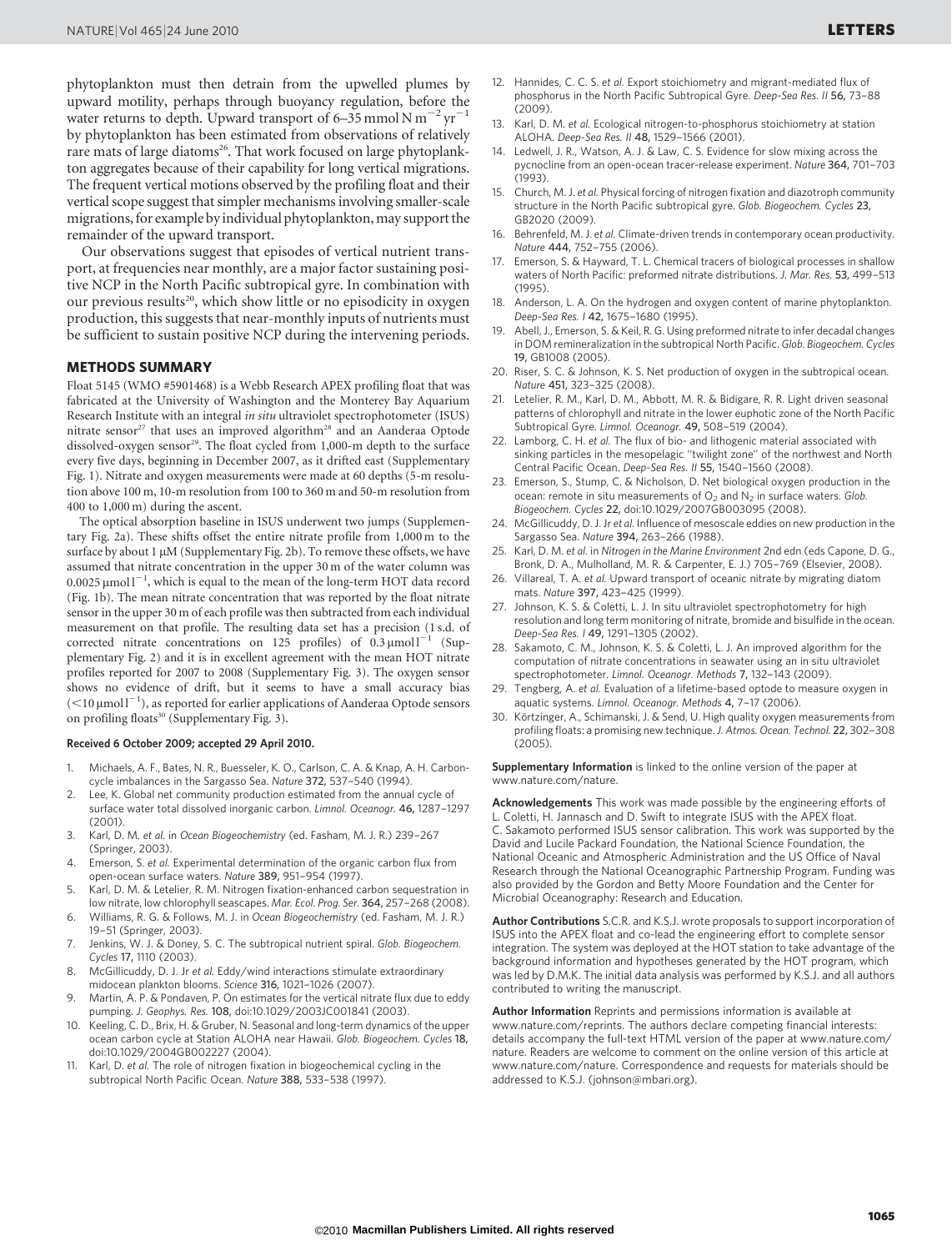phytoplankton must then detrain from the upwelled plumes by upward motility, perhaps through buoyancy regulation, before the water returns to depth. Upward transport of 6–35 mmol N $m^{-2}$ $yr^{-1}$ by phytoplankton has been estimated from observations of relatively rare mats of large diatoms[26]. That work focused on large phytoplankton aggregates because of their capability for long vertical migrations. The frequent vertical motions observed by the profiling float and their vertical scope suggest that simpler mechanisms involving smaller-scale migrations, for example by individual phytoplankton, may support the remainder of the upward transport.

Our observations suggest that episodes of vertical nutrient transport, at frequencies near monthly, are a major factor sustaining positive NCP in the North Pacific subtropical gyre. In combination with our previous results[20], which show little or no episodicity in oxygen production, this suggests that near-monthly inputs of nutrients must be sufficient to sustain positive NCP during the intervening periods.

## METHODS SUMMARY

Float 5145 (WMO #5901468) is a Webb Research APEX profiling float that was fabricated at the University of Washington and the Monterey Bay Aquarium Research Institute with an integral *in situ* ultraviolet spectrophotometer (ISUS) nitrate sensor[27] that uses an improved algorithm[28] and an Aanderaa Optode dissolved-oxygen sensor[29]. The float cycled from 1,000-m depth to the surface every five days, beginning in December 2007, as it drifted east (Supplementary Fig. 1). Nitrate and oxygen measurements were made at 60 depths (5-m resolution above 100 m, 10-m resolution from 100 to 360 m and 50-m resolution from 400 to 1,000 m) during the ascent.

The optical absorption baseline in ISUS underwent two jumps (Supplementary Fig. 2a). These shifts offset the entire nitrate profile from 1,000 m to the surface by about 1 μM (Supplementary Fig. 2b). To remove these offsets, we have assumed that nitrate concentration in the upper 30 m of the water column was 0.0025 μmol $l^{-1}$, which is equal to the mean of the long-term HOT data record (Fig. 1b). The mean nitrate concentration that was reported by the float nitrate sensor in the upper 30 m of each profile was then subtracted from each individual measurement on that profile. The resulting data set has a precision (1 s.d. of corrected nitrate concentrations on 125 profiles) of 0.3 μmol $l^{-1}$ (Supplementary Fig. 2) and it is in excellent agreement with the mean HOT nitrate profiles reported for 2007 to 2008 (Supplementary Fig. 3). The oxygen sensor shows no evidence of drift, but it seems to have a small accuracy bias (<10 μmol $l^{-1}$), as reported for earlier applications of Aanderaa Optode sensors on profiling floats[30] (Supplementary Fig. 3).

**Received 6 October 2009; accepted 29 April 2010.**

1. Michaels, A. F., Bates, N. R., Buesseler, K. O., Carlson, C. A. & Knap, A. H. Carbon-cycle imbalances in the Sargasso Sea. *Nature* **372**, 537–540 (1994).
2. Lee, K. Global net community production estimated from the annual cycle of surface water total dissolved inorganic carbon. *Limnol. Oceanogr.* **46**, 1287–1297 (2001).
3. Karl, D. M. *et al.* in *Ocean Biogeochemistry* (ed. Fasham, M. J. R.) 239–267 (Springer, 2003).
4. Emerson, S. *et al.* Experimental determination of the organic carbon flux from open-ocean surface waters. *Nature* **389**, 951–954 (1997).
5. Karl, D. M. & Letelier, R. M. Nitrogen fixation-enhanced carbon sequestration in low nitrate, low chlorophyll seascapes. *Mar. Ecol. Prog. Ser.* **364**, 257–268 (2008).
6. Williams, R. G. & Follows, M. J. in *Ocean Biogeochemistry* (ed. Fasham, M. J. R.) 19–51 (Springer, 2003).
7. Jenkins, W. J. & Doney, S. C. The subtropical nutrient spiral. *Glob. Biogeochem. Cycles* **17**, 1110 (2003).
8. McGillicuddy, D. J. Jr *et al.* Eddy/wind interactions stimulate extraordinary midocean plankton blooms. *Science* **316**, 1021–1026 (2007).
9. Martin, A. P. & Pondaven, P. On estimates for the vertical nitrate flux due to eddy pumping. *J. Geophys. Res.* **108**, doi:10.1029/2003JC001841 (2003).
10. Keeling, C. D., Brix, H. & Gruber, N. Seasonal and long-term dynamics of the upper ocean carbon cycle at Station ALOHA near Hawaii. *Glob. Biogeochem. Cycles* **18**, doi:10.1029/2004GB002227 (2004).
11. Karl, D. *et al.* The role of nitrogen fixation in biogeochemical cycling in the subtropical North Pacific Ocean. *Nature* **388**, 533–538 (1997).
12. Hannides, C. C. S. *et al.* Export stoichiometry and migrant-mediated flux of phosphorus in the North Pacific Subtropical Gyre. *Deep-Sea Res. II* **56**, 73–88 (2009).
13. Karl, D. M. *et al.* Ecological nitrogen-to-phosphorus stoichiometry at station ALOHA. *Deep-Sea Res. II* **48**, 1529–1566 (2001).
14. Ledwell, J. R., Watson, A. J. & Law, C. S. Evidence for slow mixing across the pycnocline from an open-ocean tracer-release experiment. *Nature* **364**, 701–703 (1993).
15. Church, M. J. *et al.* Physical forcing of nitrogen fixation and diazotroph community structure in the North Pacific subtropical gyre. *Glob. Biogeochem. Cycles* **23**, GB2020 (2009).
16. Behrenfeld, M. J. *et al.* Climate-driven trends in contemporary ocean productivity. *Nature* **444**, 752–755 (2006).
17. Emerson, S. & Hayward, T. L. Chemical tracers of biological processes in shallow waters of North Pacific: preformed nitrate distributions. *J. Mar. Res.* **53**, 499–513 (1995).
18. Anderson, L. A. On the hydrogen and oxygen content of marine phytoplankton. *Deep-Sea Res. I* **42**, 1675–1680 (1995).
19. Abell, J., Emerson, S. & Keil, R. G. Using preformed nitrate to infer decadal changes in DOM remineralization in the subtropical North Pacific. *Glob. Biogeochem. Cycles* **19**, GB1008 (2005).
20. Riser, S. C. & Johnson, K. S. Net production of oxygen in the subtropical ocean. *Nature* **451**, 323–325 (2008).
21. Letelier, R. M., Karl, D. M., Abbott, M. R. & Bidigare, R. R. Light driven seasonal patterns of chlorophyll and nitrate in the lower euphotic zone of the North Pacific Subtropical Gyre. *Limnol. Oceanogr.* **49**, 508–519 (2004).
22. Lamborg, C. H. *et al.* The flux of bio- and lithogenic material associated with sinking particles in the mesopelagic "twilight zone" of the northwest and North Central Pacific Ocean. *Deep-Sea Res. II* **55**, 1540–1560 (2008).
23. Emerson, S., Stump, C. & Nicholson, D. Net biological oxygen production in the ocean: remote in situ measurements of $O_2$ and $N_2$ in surface waters. *Glob. Biogeochem. Cycles* **22**, doi:10.1029/2007GB003095 (2008).
24. McGillicuddy, D. J. Jr *et al.* Influence of mesoscale eddies on new production in the Sargasso Sea. *Nature* **394**, 263–266 (1988).
25. Karl, D. M. *et al.* in *Nitrogen in the Marine Environment* 2nd edn (eds Capone, D. G., Bronk, D. A., Mulholland, M. R. & Carpenter, E. J.) 705–769 (Elsevier, 2008).
26. Villareal, T. A. *et al.* Upward transport of oceanic nitrate by migrating diatom mats. *Nature* **397**, 423–425 (1999).
27. Johnson, K. S. & Coletti, L. J. In situ ultraviolet spectrophotometry for high resolution and long term monitoring of nitrate, bromide and bisulfide in the ocean. *Deep-Sea Res. I* **49**, 1291–1305 (2002).
28. Sakamoto, C. M., Johnson, K. S. & Coletti, L. J. An improved algorithm for the computation of nitrate concentrations in seawater using an in situ ultraviolet spectrophotometer. *Limnol. Oceanogr. Methods* **7**, 132–143 (2009).
29. Tengberg, A. *et al.* Evaluation of a lifetime-based optode to measure oxygen in aquatic systems. *Limnol. Oceanogr. Methods* **4**, 7–17 (2006).
30. Körtzinger, A., Schimanski, J. & Send, U. High quality oxygen measurements from profiling floats: a promising new technique. *J. Atmos. Ocean. Technol.* **22**, 302–308 (2005).

**Supplementary Information** is linked to the online version of the paper at www.nature.com/nature.

**Acknowledgements** This work was made possible by the engineering efforts of L. Coletti, H. Jannasch and D. Swift to integrate ISUS with the APEX float. C. Sakamoto performed ISUS sensor calibration. This work was supported by the David and Lucile Packard Foundation, the National Science Foundation, the National Oceanic and Atmospheric Administration and the US Office of Naval Research through the National Oceanographic Partnership Program. Funding was also provided by the Gordon and Betty Moore Foundation and the Center for Microbial Oceanography: Research and Education.

**Author Contributions** S.C.R. and K.S.J. wrote proposals to support incorporation of ISUS into the APEX float and co-lead the engineering effort to complete sensor integration. The system was deployed at the HOT station to take advantage of the background information and hypotheses generated by the HOT program, which was led by D.M.K. The initial data analysis was performed by K.S.J. and all authors contributed to writing the manuscript.

**Author Information** Reprints and permissions information is available at www.nature.com/reprints. The authors declare competing financial interests: details accompany the full-text HTML version of the paper at www.nature.com/nature. Readers are welcome to comment on the online version of this article at www.nature.com/nature. Correspondence and requests for materials should be addressed to K.S.J. (johnson@mbari.org).